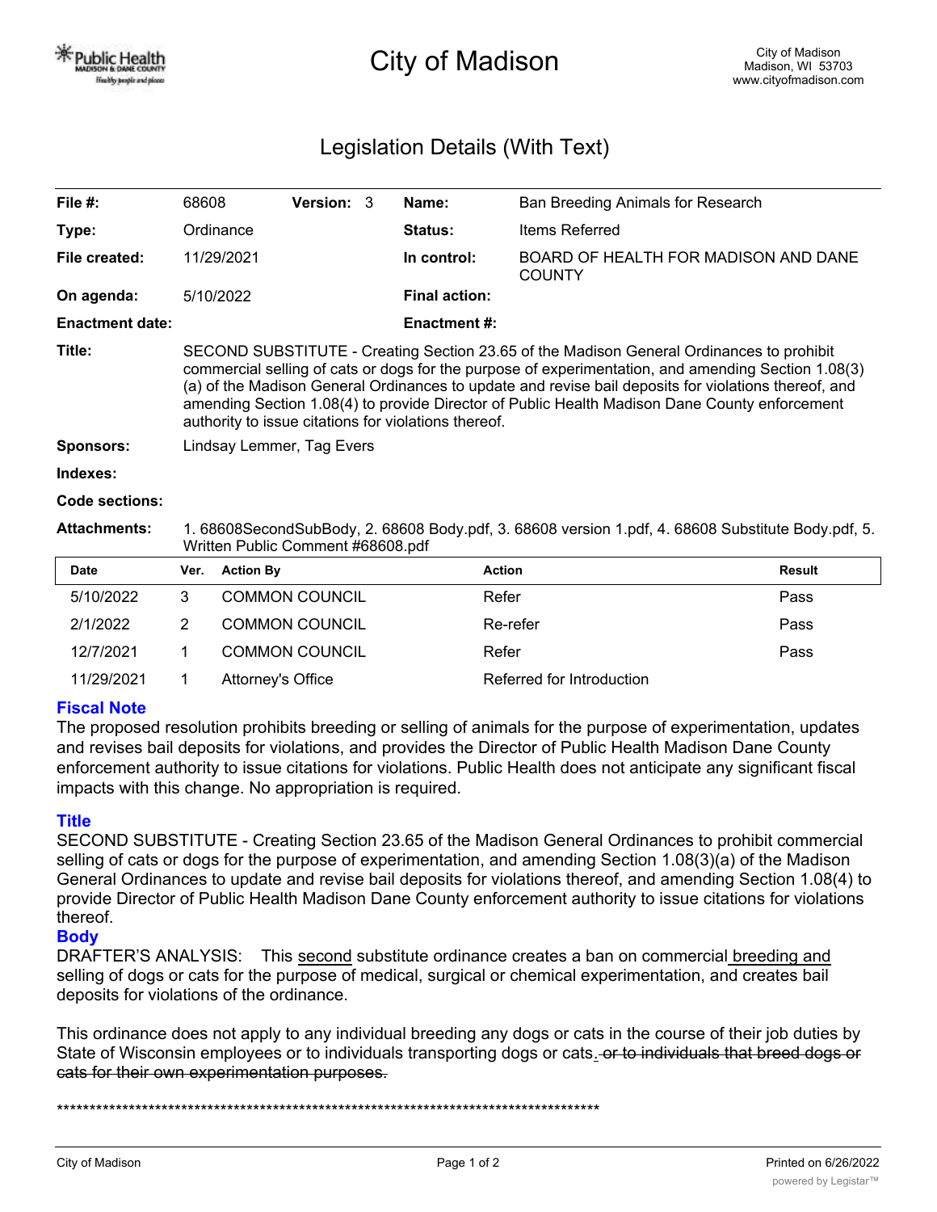City of Madison

City of Madison
Madison, WI 53703
www.cityofmadison.com

# Legislation Details (With Text)

| | | | | | |
|---|---|---|---|---|---|
| **File #:** | 68608 | **Version:** 3 | | **Name:** | Ban Breeding Animals for Research |
| **Type:** | Ordinance | | | **Status:** | Items Referred |
| **File created:** | 11/29/2021 | | | **In control:** | BOARD OF HEALTH FOR MADISON AND DANE COUNTY |
| **On agenda:** | 5/10/2022 | | | **Final action:** | |
| **Enactment date:** | | | | **Enactment #:** | |

**Title:** SECOND SUBSTITUTE - Creating Section 23.65 of the Madison General Ordinances to prohibit commercial selling of cats or dogs for the purpose of experimentation, and amending Section 1.08(3)(a) of the Madison General Ordinances to update and revise bail deposits for violations thereof, and amending Section 1.08(4) to provide Director of Public Health Madison Dane County enforcement authority to issue citations for violations thereof.

**Sponsors:** Lindsay Lemmer, Tag Evers

**Indexes:**

**Code sections:**

**Attachments:** 1. 68608SecondSubBody, 2. 68608 Body.pdf, 3. 68608 version 1.pdf, 4. 68608 Substitute Body.pdf, 5. Written Public Comment #68608.pdf

| Date | Ver. | Action By | Action | Result |
|---|---|---|---|---|
| 5/10/2022 | 3 | COMMON COUNCIL | Refer | Pass |
| 2/1/2022 | 2 | COMMON COUNCIL | Re-refer | Pass |
| 12/7/2021 | 1 | COMMON COUNCIL | Refer | Pass |
| 11/29/2021 | 1 | Attorney's Office | Referred for Introduction | |

## Fiscal Note

The proposed resolution prohibits breeding or selling of animals for the purpose of experimentation, updates and revises bail deposits for violations, and provides the Director of Public Health Madison Dane County enforcement authority to issue citations for violations. Public Health does not anticipate any significant fiscal impacts with this change. No appropriation is required.

## Title

SECOND SUBSTITUTE - Creating Section 23.65 of the Madison General Ordinances to prohibit commercial selling of cats or dogs for the purpose of experimentation, and amending Section 1.08(3)(a) of the Madison General Ordinances to update and revise bail deposits for violations thereof, and amending Section 1.08(4) to provide Director of Public Health Madison Dane County enforcement authority to issue citations for violations thereof.

## Body

DRAFTER'S ANALYSIS: This <u>second</u> substitute ordinance creates a ban on commercial <u>breeding and</u> selling of dogs or cats for the purpose of medical, surgical or chemical experimentation, and creates bail deposits for violations of the ordinance.

This ordinance does not apply to any individual breeding any dogs or cats in the course of their job duties by State of Wisconsin employees or to individuals transporting dogs or cats<u>.</u> ~~or to individuals that breed dogs or cats for their own experimentation purposes.~~

***********************************************************************************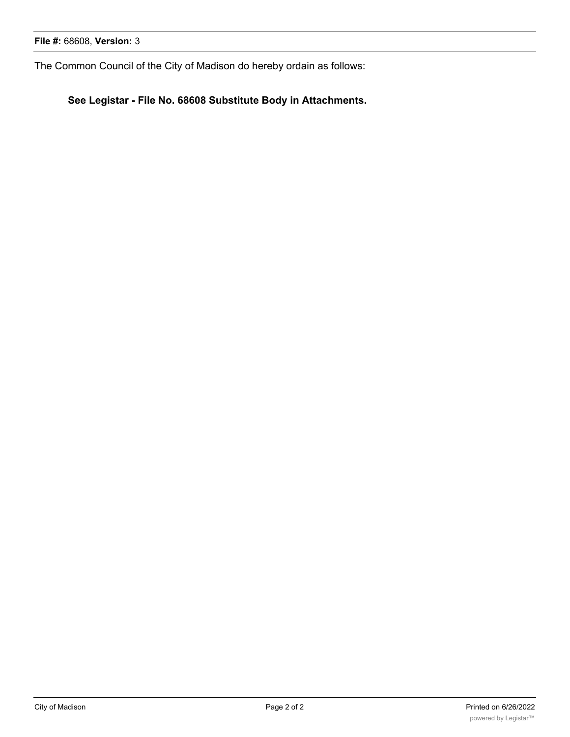**File #:** 68608, **Version:** 3

The Common Council of the City of Madison do hereby ordain as follows:

**See Legistar - File No. 68608 Substitute Body in Attachments.**